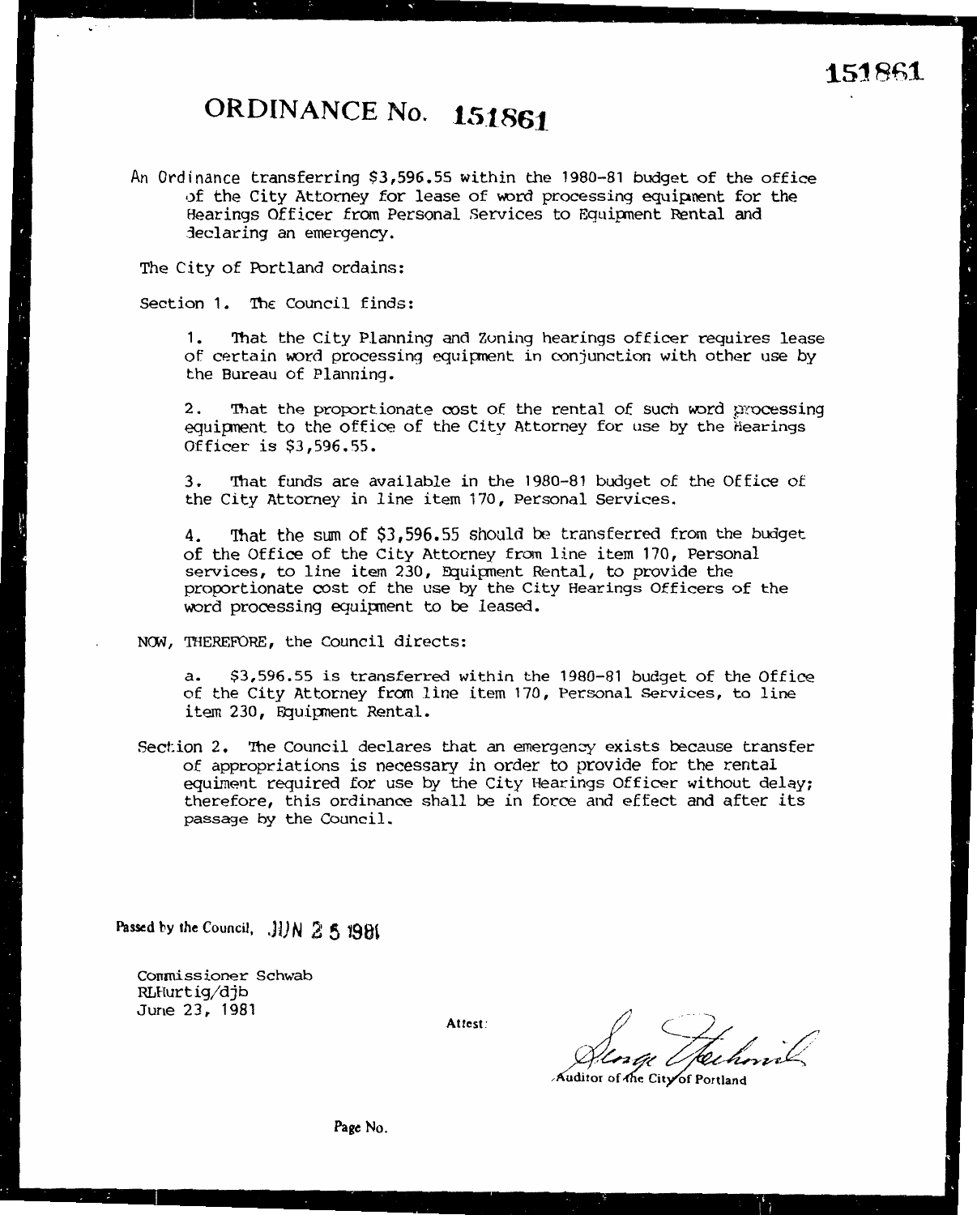151861

# ORDINANCE No. 151861

An Ordinance transferring $3,596.55 within the 1980-81 budget of the office of the City Attorney for lease of word processing equipment for the Hearings Officer from Personal Services to Equipment Rental and declaring an emergency.

The City of Portland ordains:

Section 1. The Council finds:

1. That the City Planning and Zoning hearings officer requires lease of certain word processing equipment in conjunction with other use by the Bureau of Planning.

2. That the proportionate cost of the rental of such word processing equipment to the office of the City Attorney for use by the Hearings Officer is $3,596.55.

3. That funds are available in the 1980-81 budget of the Office of the City Attorney in line item 170, Personal Services.

4. That the sum of $3,596.55 should be transferred from the budget of the Office of the City Attorney from line item 170, Personal services, to line item 230, Equipment Rental, to provide the proportionate cost of the use by the City Hearings Officers of the word processing equipment to be leased.

NOW, THEREFORE, the Council directs:

a. $3,596.55 is transferred within the 1980-81 budget of the Office of the City Attorney from line item 170, Personal Services, to line item 230, Equipment Rental.

Section 2. The Council declares that an emergency exists because transfer of appropriations is necessary in order to provide for the rental equiment required for use by the City Hearings Officer without delay; therefore, this ordinance shall be in force and effect and after its passage by the Council.

Passed by the Council, JUN 25 1981

Commissioner Schwab
RLHurtig/djb
June 23, 1981

Attest:

George Yerkovich
Auditor of the City of Portland

Page No.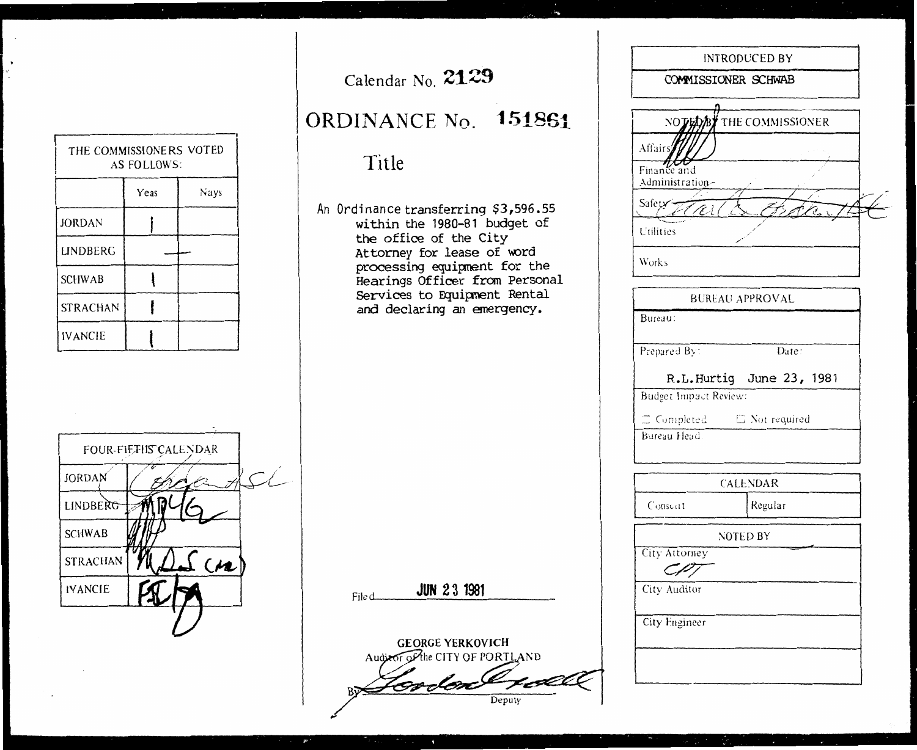| THE COMMISSIONERS VOTED AS FOLLOWS: | | |
| --- | --- | --- |
| | Yeas | Nays |
| JORDAN | \| | |
| LINDBERG | | — |
| SCHWAB | \| | |
| STRACHAN | \| | |
| IVANCIE | \| | |

| FOUR-FIFTHS CALENDAR | |
| --- | --- |
| JORDAN | |
| LINDBERG | |
| SCHWAB | |
| STRACHAN | |
| IVANCIE | |

Calendar No. 2129

# ORDINANCE No. 151861

## Title

An Ordinance transferring $3,596.55 within the 1980-81 budget of the office of the City Attorney for lease of word processing equipment for the Hearings Officer from Personal Services to Equipment Rental and declaring an emergency.

Filed JUN 23 1981

GEORGE YERKOVICH
Auditor of the CITY OF PORTLAND

By ____________ Deputy

| INTRODUCED BY |
| --- |
| COMMISSIONER SCHWAB |

| NOTED BY THE COMMISSIONER |
| --- |
| Affairs |
| Finance and Administration |
| Safety |
| Utilities |
| Works |

| BUREAU APPROVAL | |
| --- | --- |
| Bureau: | |
| Prepared By: R.L.Hurtig | Date: June 23, 1981 |
| Budget Impact Review: | |
| ☐ Completed | ☐ Not required |
| Bureau Head: | |

| CALENDAR | |
| --- | --- |
| Consent | Regular |

| NOTED BY |
| --- |
| City Attorney |
| City Auditor |
| City Engineer |
| |